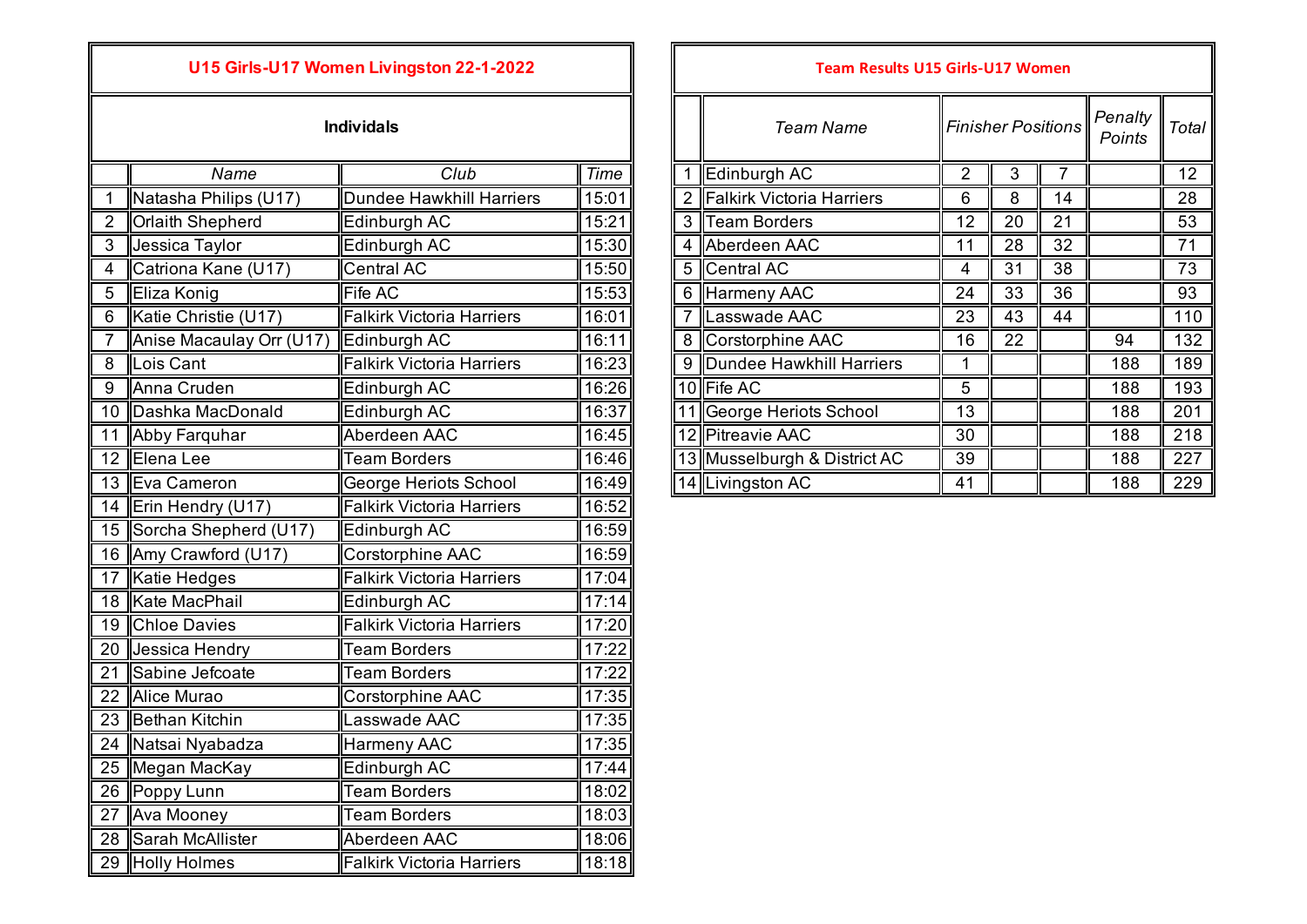## U15 Girls-U17 Women Livingston 22-1-2022

### Individals

| | Name | Club | Time |
|---|---|---|---|
| 1 | Natasha Philips (U17) | Dundee Hawkhill Harriers | 15:01 |
| 2 | Orlaith Shepherd | Edinburgh AC | 15:21 |
| 3 | Jessica Taylor | Edinburgh AC | 15:30 |
| 4 | Catriona Kane (U17) | Central AC | 15:50 |
| 5 | Eliza Konig | Fife AC | 15:53 |
| 6 | Katie Christie (U17) | Falkirk Victoria Harriers | 16:01 |
| 7 | Anise Macaulay Orr (U17) | Edinburgh AC | 16:11 |
| 8 | Lois Cant | Falkirk Victoria Harriers | 16:23 |
| 9 | Anna Cruden | Edinburgh AC | 16:26 |
| 10 | Dashka MacDonald | Edinburgh AC | 16:37 |
| 11 | Abby Farquhar | Aberdeen AAC | 16:45 |
| 12 | Elena Lee | Team Borders | 16:46 |
| 13 | Eva Cameron | George Heriots School | 16:49 |
| 14 | Erin Hendry (U17) | Falkirk Victoria Harriers | 16:52 |
| 15 | Sorcha Shepherd (U17) | Edinburgh AC | 16:59 |
| 16 | Amy Crawford (U17) | Corstorphine AAC | 16:59 |
| 17 | Katie Hedges | Falkirk Victoria Harriers | 17:04 |
| 18 | Kate MacPhail | Edinburgh AC | 17:14 |
| 19 | Chloe Davies | Falkirk Victoria Harriers | 17:20 |
| 20 | Jessica Hendry | Team Borders | 17:22 |
| 21 | Sabine Jefcoate | Team Borders | 17:22 |
| 22 | Alice Murao | Corstorphine AAC | 17:35 |
| 23 | Bethan Kitchin | Lasswade AAC | 17:35 |
| 24 | Natsai Nyabadza | Harmeny AAC | 17:35 |
| 25 | Megan MacKay | Edinburgh AC | 17:44 |
| 26 | Poppy Lunn | Team Borders | 18:02 |
| 27 | Ava Mooney | Team Borders | 18:03 |
| 28 | Sarah McAllister | Aberdeen AAC | 18:06 |
| 29 | Holly Holmes | Falkirk Victoria Harriers | 18:18 |

## Team Results U15 Girls-U17 Women

| | Team Name | Finisher Positions | | | Penalty Points | Total |
|---|---|---|---|---|---|---|
| 1 | Edinburgh AC | 2 | 3 | 7 | | 12 |
| 2 | Falkirk Victoria Harriers | 6 | 8 | 14 | | 28 |
| 3 | Team Borders | 12 | 20 | 21 | | 53 |
| 4 | Aberdeen AAC | 11 | 28 | 32 | | 71 |
| 5 | Central AC | 4 | 31 | 38 | | 73 |
| 6 | Harmeny AAC | 24 | 33 | 36 | | 93 |
| 7 | Lasswade AAC | 23 | 43 | 44 | | 110 |
| 8 | Corstorphine AAC | 16 | 22 | | 94 | 132 |
| 9 | Dundee Hawkhill Harriers | 1 | | | 188 | 189 |
| 10 | Fife AC | 5 | | | 188 | 193 |
| 11 | George Heriots School | 13 | | | 188 | 201 |
| 12 | Pitreavie AAC | 30 | | | 188 | 218 |
| 13 | Musselburgh & District AC | 39 | | | 188 | 227 |
| 14 | Livingston AC | 41 | | | 188 | 229 |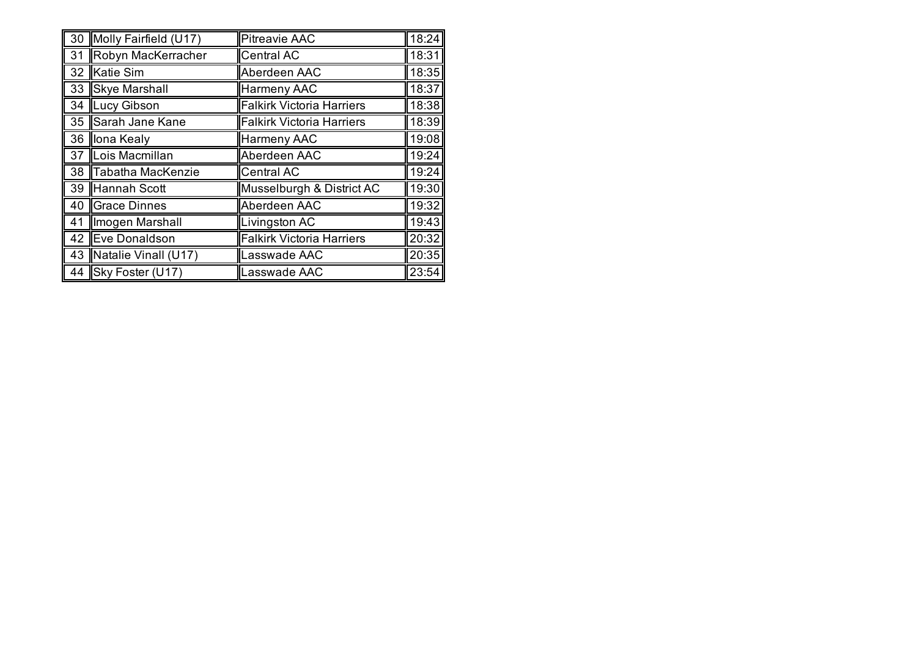| | | | |
|---|---|---|---|
| 30 | Molly Fairfield (U17) | Pitreavie AAC | 18:24 |
| 31 | Robyn MacKerracher | Central AC | 18:31 |
| 32 | Katie Sim | Aberdeen AAC | 18:35 |
| 33 | Skye Marshall | Harmeny AAC | 18:37 |
| 34 | Lucy Gibson | Falkirk Victoria Harriers | 18:38 |
| 35 | Sarah Jane Kane | Falkirk Victoria Harriers | 18:39 |
| 36 | Iona Kealy | Harmeny AAC | 19:08 |
| 37 | Lois Macmillan | Aberdeen AAC | 19:24 |
| 38 | Tabatha MacKenzie | Central AC | 19:24 |
| 39 | Hannah Scott | Musselburgh & District AC | 19:30 |
| 40 | Grace Dinnes | Aberdeen AAC | 19:32 |
| 41 | Imogen Marshall | Livingston AC | 19:43 |
| 42 | Eve Donaldson | Falkirk Victoria Harriers | 20:32 |
| 43 | Natalie Vinall (U17) | Lasswade AAC | 20:35 |
| 44 | Sky Foster (U17) | Lasswade AAC | 23:54 |